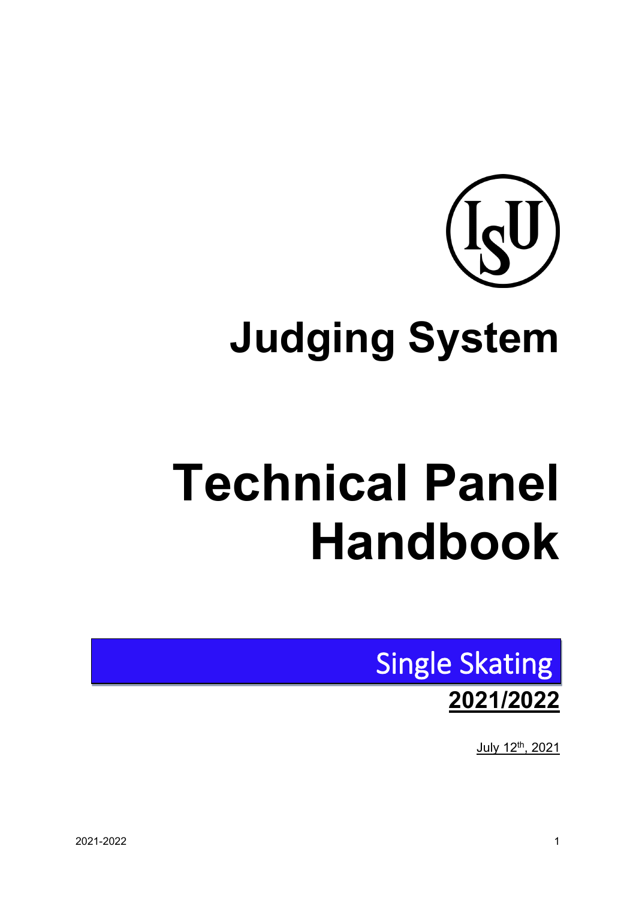# Judging System

# Technical Panel Handbook

## Single Skating

**2021/2022**

July 12th, 2021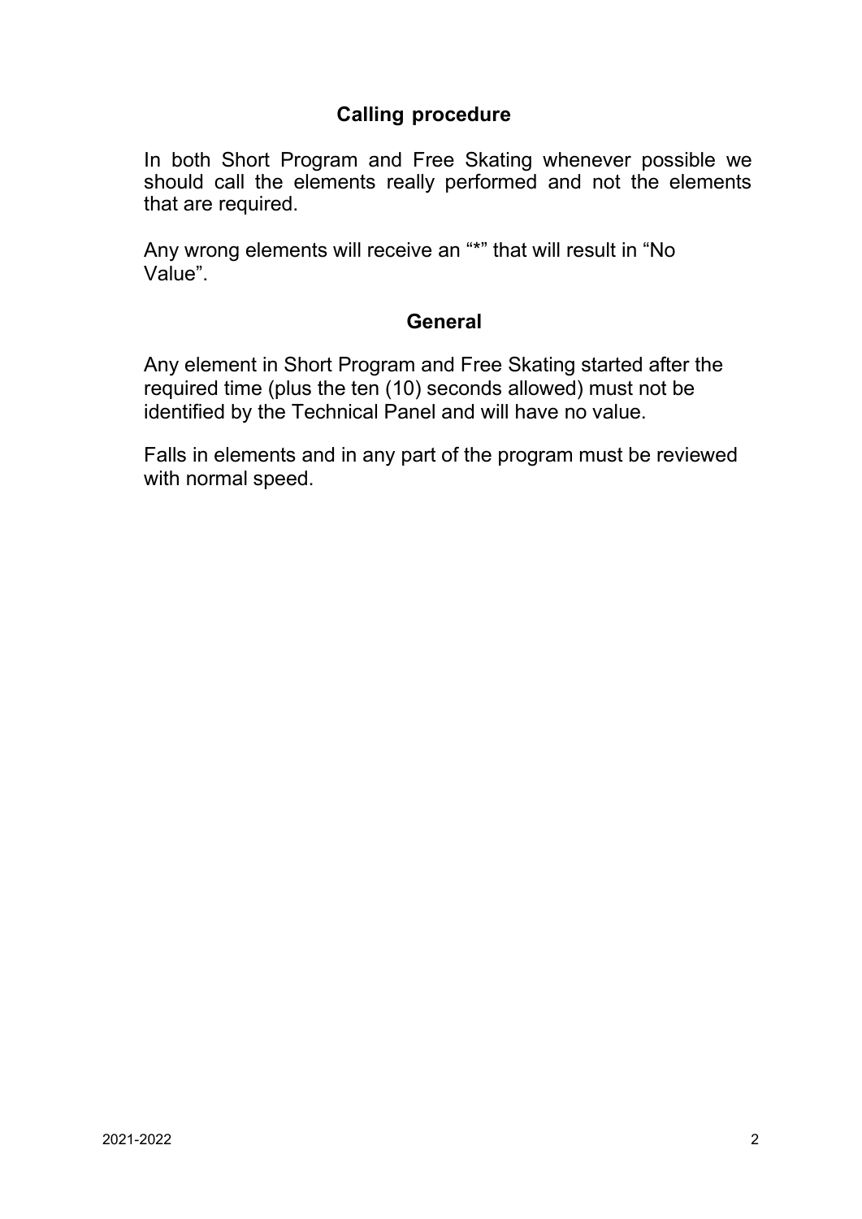## Calling procedure

In both Short Program and Free Skating whenever possible we should call the elements really performed and not the elements that are required.

Any wrong elements will receive an "*" that will result in "No Value".

## General

Any element in Short Program and Free Skating started after the required time (plus the ten (10) seconds allowed) must not be identified by the Technical Panel and will have no value.

Falls in elements and in any part of the program must be reviewed with normal speed.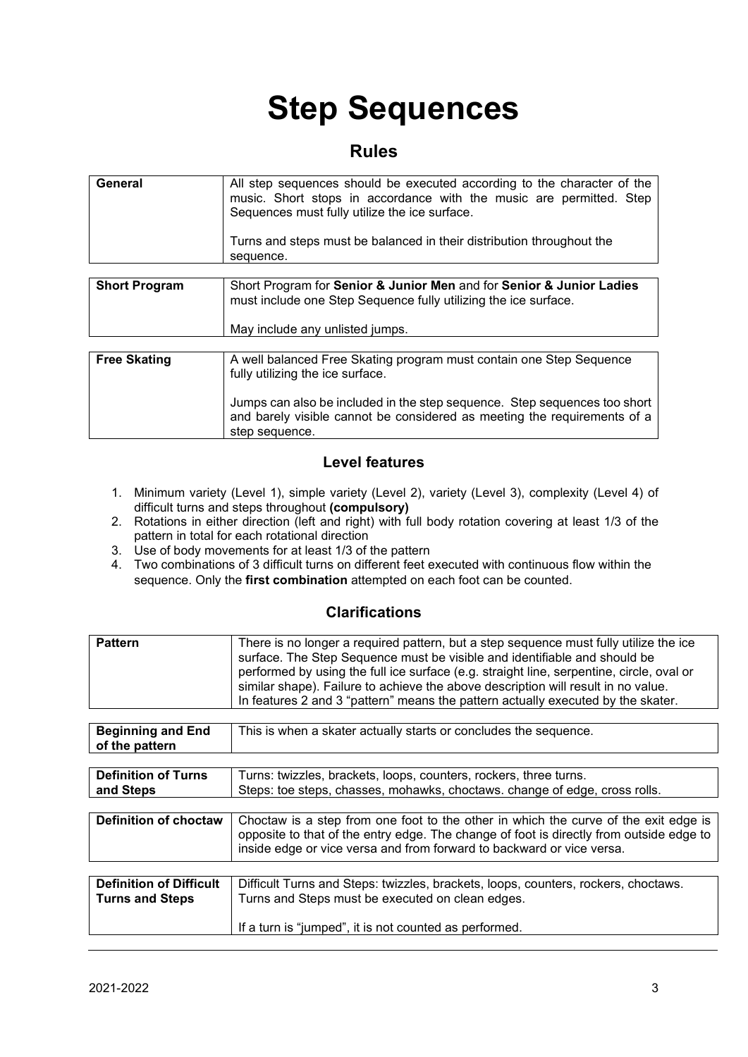# Step Sequences

## Rules

| | |
|---|---|
| **General** | All step sequences should be executed according to the character of the music. Short stops in accordance with the music are permitted. Step Sequences must fully utilize the ice surface.<br><br>Turns and steps must be balanced in their distribution throughout the sequence. |

| | |
|---|---|
| **Short Program** | Short Program for **Senior & Junior Men** and for **Senior & Junior Ladies** must include one Step Sequence fully utilizing the ice surface.<br><br>May include any unlisted jumps. |

| | |
|---|---|
| **Free Skating** | A well balanced Free Skating program must contain one Step Sequence fully utilizing the ice surface.<br><br>Jumps can also be included in the step sequence. Step sequences too short and barely visible cannot be considered as meeting the requirements of a step sequence. |

### Level features

1. Minimum variety (Level 1), simple variety (Level 2), variety (Level 3), complexity (Level 4) of difficult turns and steps throughout **(compulsory)**
2. Rotations in either direction (left and right) with full body rotation covering at least 1/3 of the pattern in total for each rotational direction
3. Use of body movements for at least 1/3 of the pattern
4. Two combinations of 3 difficult turns on different feet executed with continuous flow within the sequence. Only the **first combination** attempted on each foot can be counted.

### Clarifications

| | |
|---|---|
| **Pattern** | There is no longer a required pattern, but a step sequence must fully utilize the ice surface. The Step Sequence must be visible and identifiable and should be performed by using the full ice surface (e.g. straight line, serpentine, circle, oval or similar shape). Failure to achieve the above description will result in no value.<br>In features 2 and 3 "pattern" means the pattern actually executed by the skater. |

| | |
|---|---|
| **Beginning and End of the pattern** | This is when a skater actually starts or concludes the sequence. |

| | |
|---|---|
| **Definition of Turns and Steps** | Turns: twizzles, brackets, loops, counters, rockers, three turns.<br>Steps: toe steps, chasses, mohawks, choctaws. change of edge, cross rolls. |

| | |
|---|---|
| **Definition of choctaw** | Choctaw is a step from one foot to the other in which the curve of the exit edge is opposite to that of the entry edge. The change of foot is directly from outside edge to inside edge or vice versa and from forward to backward or vice versa. |

| | |
|---|---|
| **Definition of Difficult Turns and Steps** | Difficult Turns and Steps: twizzles, brackets, loops, counters, rockers, choctaws.<br>Turns and Steps must be executed on clean edges.<br><br>If a turn is "jumped", it is not counted as performed. |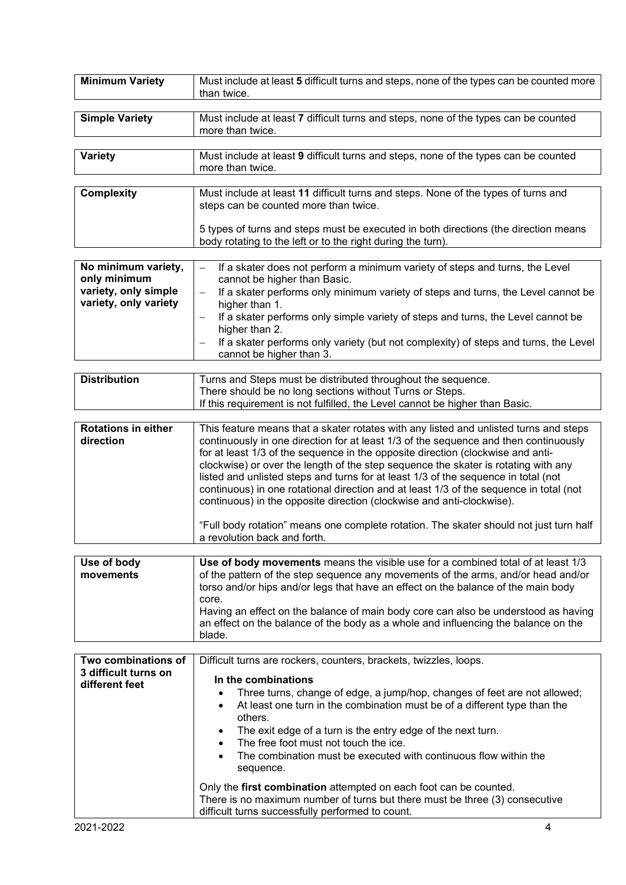| Minimum Variety | Must include at least **5** difficult turns and steps, none of the types can be counted more than twice. |
|---|---|

| Simple Variety | Must include at least **7** difficult turns and steps, none of the types can be counted more than twice. |
|---|---|

| Variety | Must include at least **9** difficult turns and steps, none of the types can be counted more than twice. |
|---|---|

| Complexity | Must include at least **11** difficult turns and steps. None of the types of turns and steps can be counted more than twice.<br><br>5 types of turns and steps must be executed in both directions (the direction means body rotating to the left or to the right during the turn). |
|---|---|

| No minimum variety, only minimum variety, only simple variety, only variety | – If a skater does not perform a minimum variety of steps and turns, the Level cannot be higher than Basic.<br>– If a skater performs only minimum variety of steps and turns, the Level cannot be higher than 1.<br>– If a skater performs only simple variety of steps and turns, the Level cannot be higher than 2.<br>– If a skater performs only variety (but not complexity) of steps and turns, the Level cannot be higher than 3. |
|---|---|

| Distribution | Turns and Steps must be distributed throughout the sequence.<br>There should be no long sections without Turns or Steps.<br>If this requirement is not fulfilled, the Level cannot be higher than Basic. |
|---|---|

| Rotations in either direction | This feature means that a skater rotates with any listed and unlisted turns and steps continuously in one direction for at least 1/3 of the sequence and then continuously for at least 1/3 of the sequence in the opposite direction (clockwise and anti-clockwise) or over the length of the step sequence the skater is rotating with any listed and unlisted steps and turns for at least 1/3 of the sequence in total (not continuous) in one rotational direction and at least 1/3 of the sequence in total (not continuous) in the opposite direction (clockwise and anti-clockwise).<br><br>"Full body rotation" means one complete rotation. The skater should not just turn half a revolution back and forth. |
|---|---|

| Use of body movements | **Use of body movements** means the visible use for a combined total of at least 1/3 of the pattern of the step sequence any movements of the arms, and/or head and/or torso and/or hips and/or legs that have an effect on the balance of the main body core.<br>Having an effect on the balance of main body core can also be understood as having an effect on the balance of the body as a whole and influencing the balance on the blade. |
|---|---|

| Two combinations of 3 difficult turns on different feet | Difficult turns are rockers, counters, brackets, twizzles, loops.<br><br>**In the combinations**<br>• Three turns, change of edge, a jump/hop, changes of feet are not allowed;<br>• At least one turn in the combination must be of a different type than the others.<br>• The exit edge of a turn is the entry edge of the next turn.<br>• The free foot must not touch the ice.<br>• The combination must be executed with continuous flow within the sequence.<br><br>Only the **first combination** attempted on each foot can be counted.<br>There is no maximum number of turns but there must be three (3) consecutive difficult turns successfully performed to count. |
|---|---|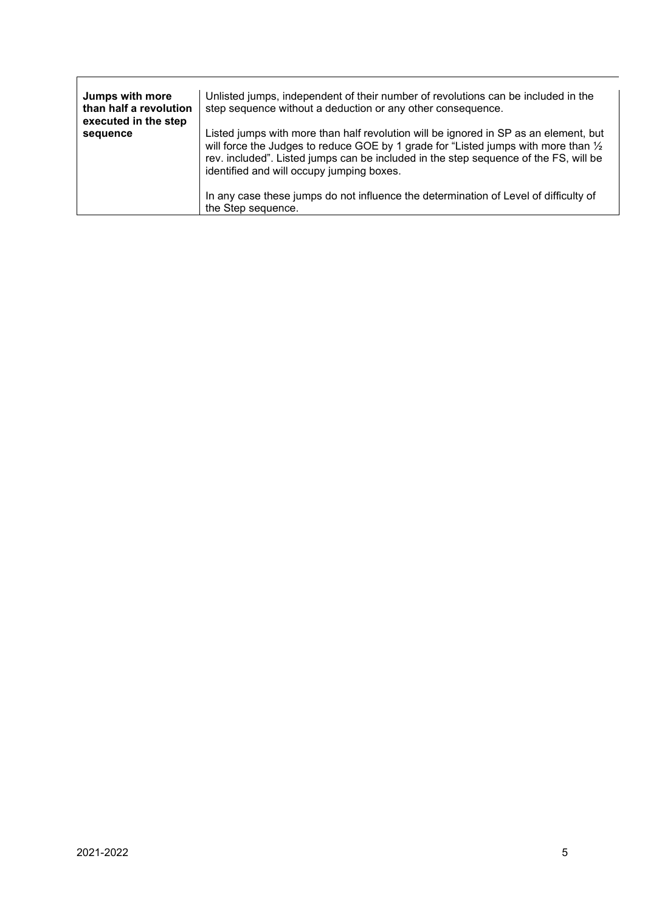| | |
|---|---|
| **Jumps with more than half a revolution executed in the step sequence** | Unlisted jumps, independent of their number of revolutions can be included in the step sequence without a deduction or any other consequence.<br><br>Listed jumps with more than half revolution will be ignored in SP as an element, but will force the Judges to reduce GOE by 1 grade for "Listed jumps with more than ½ rev. included". Listed jumps can be included in the step sequence of the FS, will be identified and will occupy jumping boxes.<br><br>In any case these jumps do not influence the determination of Level of difficulty of the Step sequence. |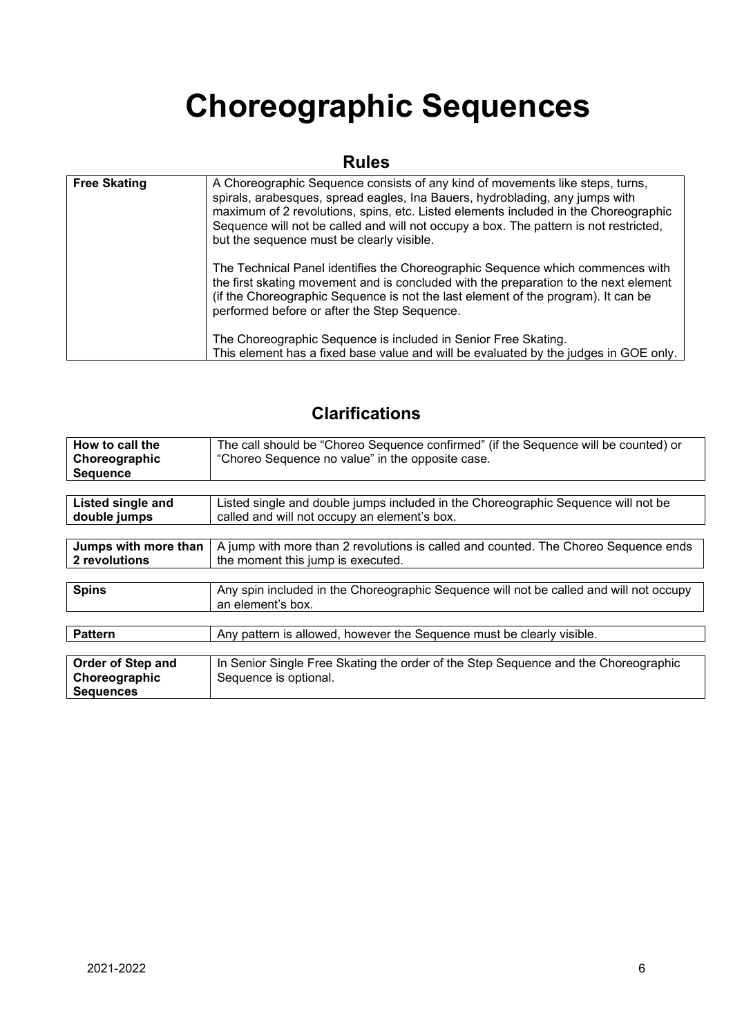# Choreographic Sequences

## Rules

| | |
|---|---|
| **Free Skating** | A Choreographic Sequence consists of any kind of movements like steps, turns, spirals, arabesques, spread eagles, Ina Bauers, hydroblading, any jumps with maximum of 2 revolutions, spins, etc. Listed elements included in the Choreographic Sequence will not be called and will not occupy a box. The pattern is not restricted, but the sequence must be clearly visible.<br><br>The Technical Panel identifies the Choreographic Sequence which commences with the first skating movement and is concluded with the preparation to the next element (if the Choreographic Sequence is not the last element of the program). It can be performed before or after the Step Sequence.<br><br>The Choreographic Sequence is included in Senior Free Skating.<br>This element has a fixed base value and will be evaluated by the judges in GOE only. |

## Clarifications

| | |
|---|---|
| **How to call the Choreographic Sequence** | The call should be "Choreo Sequence confirmed" (if the Sequence will be counted) or "Choreo Sequence no value" in the opposite case. |

| | |
|---|---|
| **Listed single and double jumps** | Listed single and double jumps included in the Choreographic Sequence will not be called and will not occupy an element's box. |

| | |
|---|---|
| **Jumps with more than 2 revolutions** | A jump with more than 2 revolutions is called and counted. The Choreo Sequence ends the moment this jump is executed. |

| | |
|---|---|
| **Spins** | Any spin included in the Choreographic Sequence will not be called and will not occupy an element's box. |

| | |
|---|---|
| **Pattern** | Any pattern is allowed, however the Sequence must be clearly visible. |

| | |
|---|---|
| **Order of Step and Choreographic Sequences** | In Senior Single Free Skating the order of the Step Sequence and the Choreographic Sequence is optional. |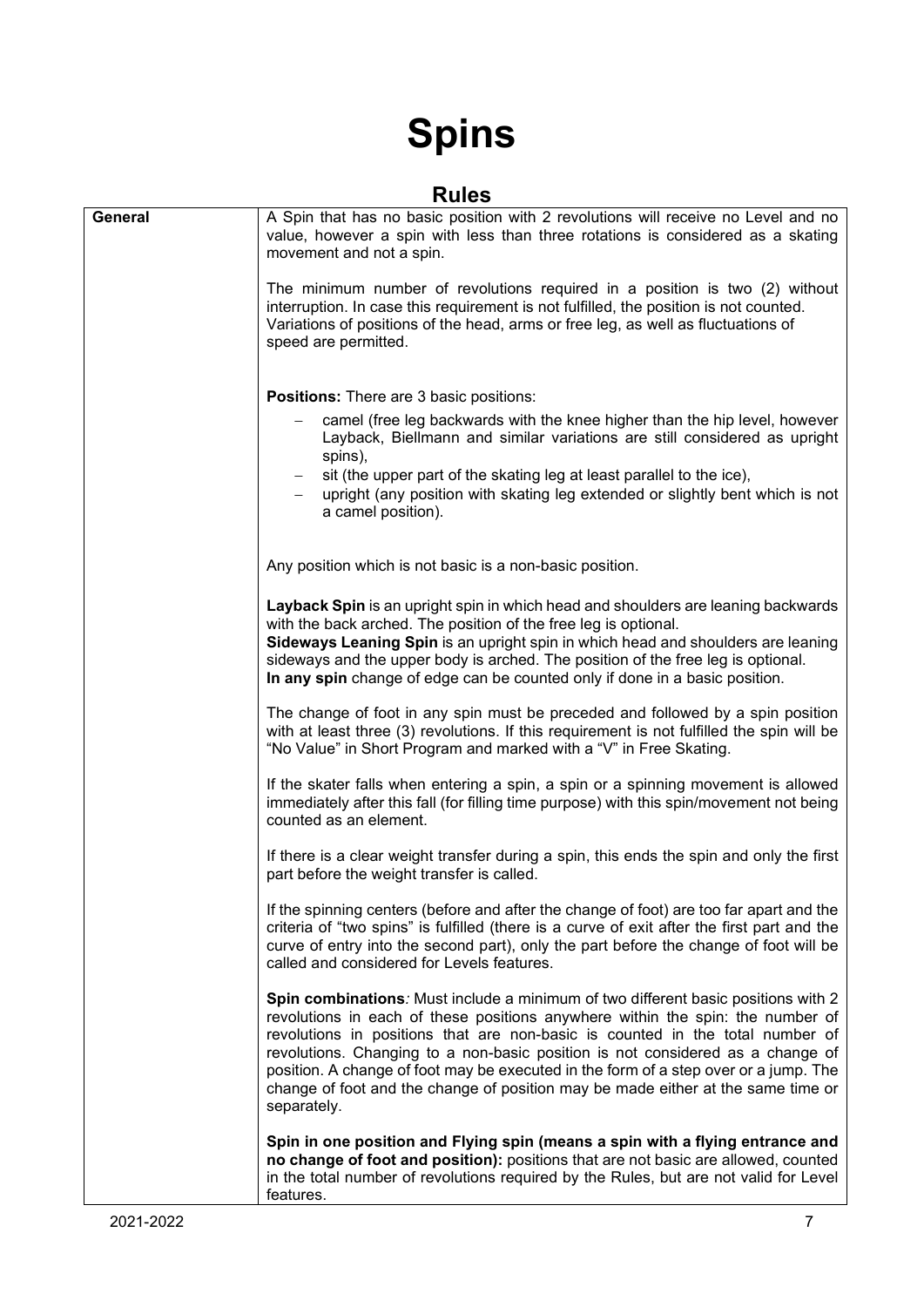# Spins

## Rules

| | |
|---|---|
| **General** | A Spin that has no basic position with 2 revolutions will receive no Level and no value, however a spin with less than three rotations is considered as a skating movement and not a spin.<br><br>The minimum number of revolutions required in a position is two (2) without interruption. In case this requirement is not fulfilled, the position is not counted. Variations of positions of the head, arms or free leg, as well as fluctuations of speed are permitted.<br><br>**Positions:** There are 3 basic positions:<br>– camel (free leg backwards with the knee higher than the hip level, however Layback, Biellmann and similar variations are still considered as upright spins),<br>– sit (the upper part of the skating leg at least parallel to the ice),<br>– upright (any position with skating leg extended or slightly bent which is not a camel position).<br><br>Any position which is not basic is a non-basic position.<br><br>**Layback Spin** is an upright spin in which head and shoulders are leaning backwards with the back arched. The position of the free leg is optional.<br>**Sideways Leaning Spin** is an upright spin in which head and shoulders are leaning sideways and the upper body is arched. The position of the free leg is optional.<br>**In any spin** change of edge can be counted only if done in a basic position.<br><br>The change of foot in any spin must be preceded and followed by a spin position with at least three (3) revolutions. If this requirement is not fulfilled the spin will be "No Value" in Short Program and marked with a "V" in Free Skating.<br><br>If the skater falls when entering a spin, a spin or a spinning movement is allowed immediately after this fall (for filling time purpose) with this spin/movement not being counted as an element.<br><br>If there is a clear weight transfer during a spin, this ends the spin and only the first part before the weight transfer is called.<br><br>If the spinning centers (before and after the change of foot) are too far apart and the criteria of "two spins" is fulfilled (there is a curve of exit after the first part and the curve of entry into the second part), only the part before the change of foot will be called and considered for Levels features.<br><br>***Spin combinations**:* Must include a minimum of two different basic positions with 2 revolutions in each of these positions anywhere within the spin: the number of revolutions in positions that are non-basic is counted in the total number of revolutions. Changing to a non-basic position is not considered as a change of position. A change of foot may be executed in the form of a step over or a jump. The change of foot and the change of position may be made either at the same time or separately.<br><br>**Spin in one position and Flying spin (means a spin with a flying entrance and no change of foot and position):** positions that are not basic are allowed, counted in the total number of revolutions required by the Rules, but are not valid for Level features. |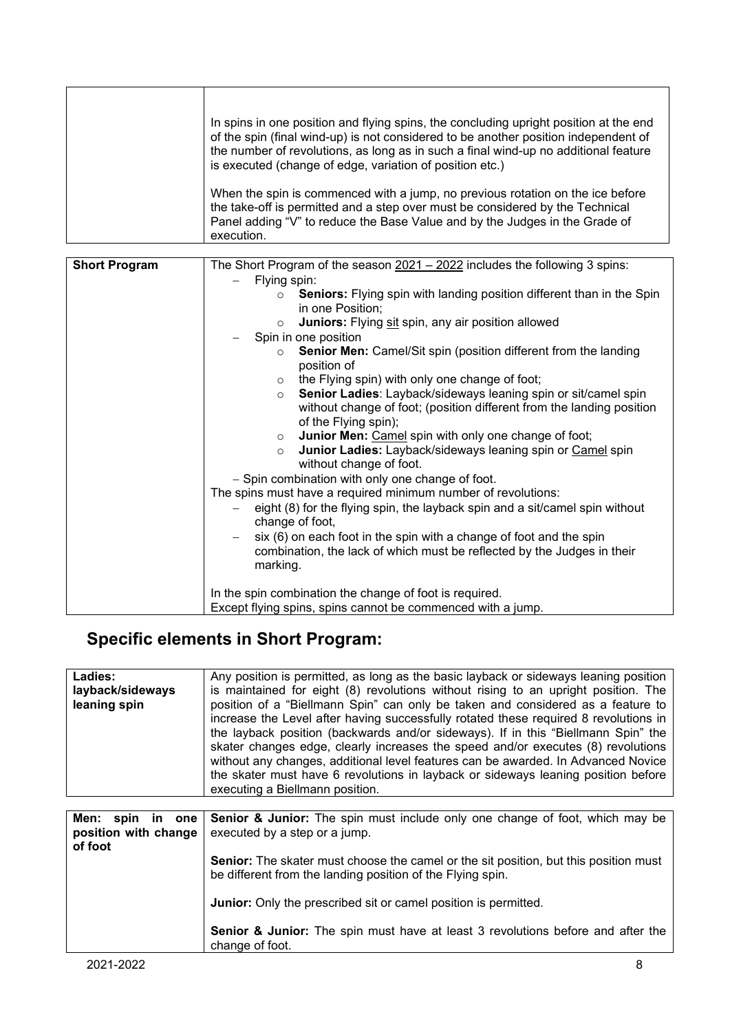| | |
|---|---|
| | In spins in one position and flying spins, the concluding upright position at the end of the spin (final wind-up) is not considered to be another position independent of the number of revolutions, as long as in such a final wind-up no additional feature is executed (change of edge, variation of position etc.)<br><br>When the spin is commenced with a jump, no previous rotation on the ice before the take-off is permitted and a step over must be considered by the Technical Panel adding "V" to reduce the Base Value and by the Judges in the Grade of execution. |

| | |
|---|---|
| **Short Program** | The Short Program of the season 2021 – 2022 includes the following 3 spins:<br>– Flying spin:<br>&nbsp;&nbsp;&nbsp;&nbsp;○ **Seniors:** Flying spin with landing position different than in the Spin in one Position;<br>&nbsp;&nbsp;&nbsp;&nbsp;○ **Juniors:** Flying sit spin, any air position allowed<br>– Spin in one position<br>&nbsp;&nbsp;&nbsp;&nbsp;○ **Senior Men:** Camel/Sit spin (position different from the landing position of<br>&nbsp;&nbsp;&nbsp;&nbsp;○ the Flying spin) with only one change of foot;<br>&nbsp;&nbsp;&nbsp;&nbsp;○ **Senior Ladies**: Layback/sideways leaning spin or sit/camel spin without change of foot; (position different from the landing position of the Flying spin);<br>&nbsp;&nbsp;&nbsp;&nbsp;○ **Junior Men:** Camel spin with only one change of foot;<br>&nbsp;&nbsp;&nbsp;&nbsp;○ **Junior Ladies:** Layback/sideways leaning spin or Camel spin without change of foot.<br>– Spin combination with only one change of foot.<br>The spins must have a required minimum number of revolutions:<br>– eight (8) for the flying spin, the layback spin and a sit/camel spin without change of foot,<br>– six (6) on each foot in the spin with a change of foot and the spin combination, the lack of which must be reflected by the Judges in their marking.<br><br>In the spin combination the change of foot is required.<br>Except flying spins, spins cannot be commenced with a jump. |

## Specific elements in Short Program:

| | |
|---|---|
| **Ladies: layback/sideways leaning spin** | Any position is permitted, as long as the basic layback or sideways leaning position is maintained for eight (8) revolutions without rising to an upright position. The position of a "Biellmann Spin" can only be taken and considered as a feature to increase the Level after having successfully rotated these required 8 revolutions in the layback position (backwards and/or sideways). If in this "Biellmann Spin" the skater changes edge, clearly increases the speed and/or executes (8) revolutions without any changes, additional level features can be awarded. In Advanced Novice the skater must have 6 revolutions in layback or sideways leaning position before executing a Biellmann position. |

| | |
|---|---|
| **Men: spin in one position with change of foot** | **Senior & Junior:** The spin must include only one change of foot, which may be executed by a step or a jump.<br><br>**Senior:** The skater must choose the camel or the sit position, but this position must be different from the landing position of the Flying spin.<br><br>**Junior:** Only the prescribed sit or camel position is permitted.<br><br>**Senior & Junior:** The spin must have at least 3 revolutions before and after the change of foot. |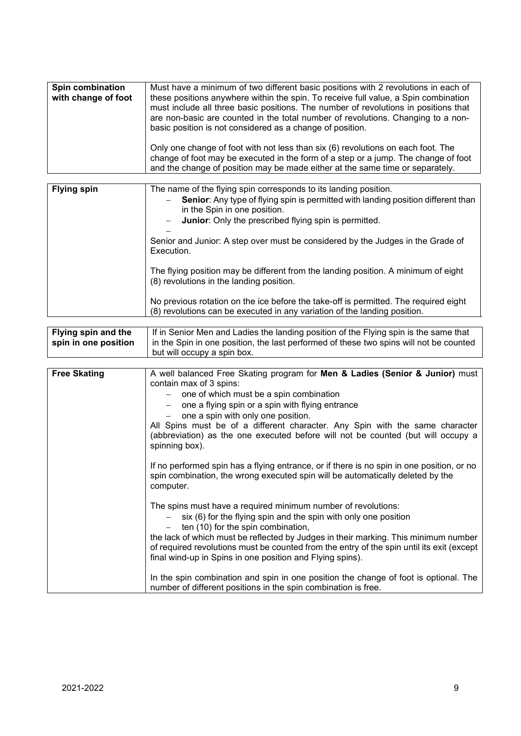| **Spin combination with change of foot** | Must have a minimum of two different basic positions with 2 revolutions in each of these positions anywhere within the spin. To receive full value, a Spin combination must include all three basic positions. The number of revolutions in positions that are non-basic are counted in the total number of revolutions. Changing to a non-basic position is not considered as a change of position.<br><br>Only one change of foot with not less than six (6) revolutions on each foot. The change of foot may be executed in the form of a step or a jump. The change of foot and the change of position may be made either at the same time or separately. |
|---|---|

| **Flying spin** | The name of the flying spin corresponds to its landing position.<br>– **Senior**: Any type of flying spin is permitted with landing position different than in the Spin in one position.<br>– **Junior**: Only the prescribed flying spin is permitted.<br>–<br>Senior and Junior: A step over must be considered by the Judges in the Grade of Execution.<br><br>The flying position may be different from the landing position. A minimum of eight (8) revolutions in the landing position.<br><br>No previous rotation on the ice before the take-off is permitted. The required eight (8) revolutions can be executed in any variation of the landing position. |
|---|---|

| **Flying spin and the spin in one position** | If in Senior Men and Ladies the landing position of the Flying spin is the same that in the Spin in one position, the last performed of these two spins will not be counted but will occupy a spin box. |
|---|---|

| **Free Skating** | A well balanced Free Skating program for **Men & Ladies (Senior & Junior)** must contain max of 3 spins:<br>– one of which must be a spin combination<br>– one a flying spin or a spin with flying entrance<br>– one a spin with only one position.<br>All Spins must be of a different character. Any Spin with the same character (abbreviation) as the one executed before will not be counted (but will occupy a spinning box).<br><br>If no performed spin has a flying entrance, or if there is no spin in one position, or no spin combination, the wrong executed spin will be automatically deleted by the computer.<br><br>The spins must have a required minimum number of revolutions:<br>– six (6) for the flying spin and the spin with only one position<br>– ten (10) for the spin combination,<br>the lack of which must be reflected by Judges in their marking. This minimum number of required revolutions must be counted from the entry of the spin until its exit (except final wind-up in Spins in one position and Flying spins).<br><br>In the spin combination and spin in one position the change of foot is optional. The number of different positions in the spin combination is free. |
|---|---|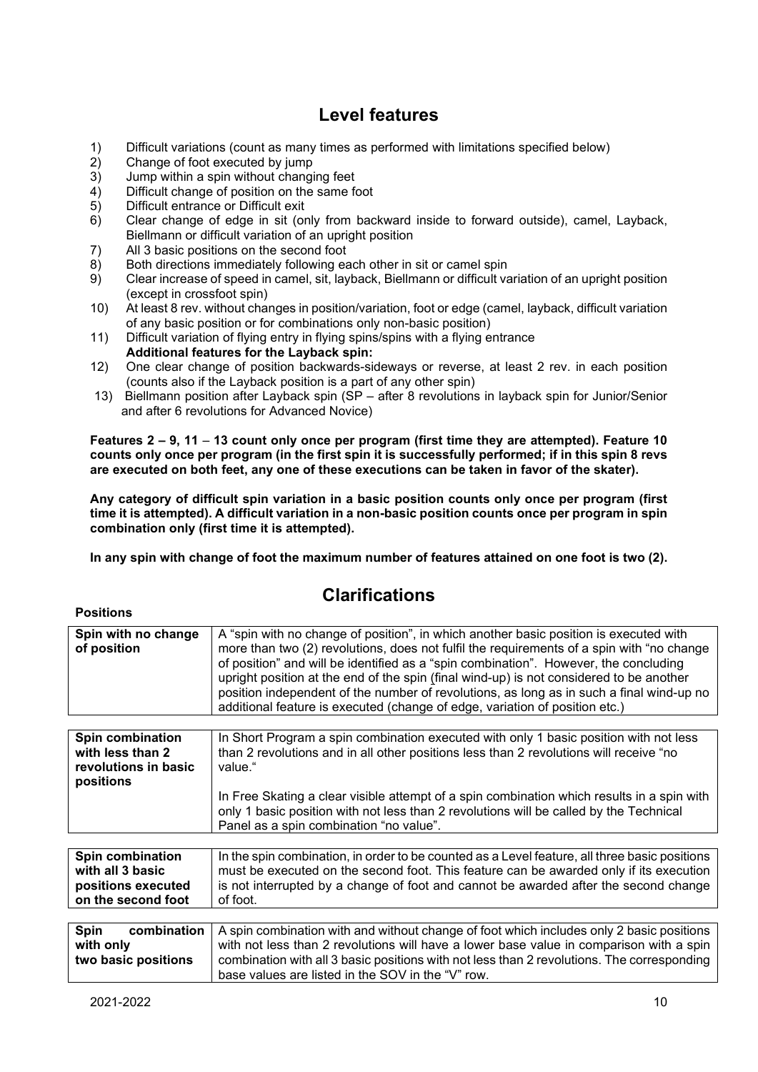## Level features

1) Difficult variations (count as many times as performed with limitations specified below)
2) Change of foot executed by jump
3) Jump within a spin without changing feet
4) Difficult change of position on the same foot
5) Difficult entrance or Difficult exit
6) Clear change of edge in sit (only from backward inside to forward outside), camel, Layback, Biellmann or difficult variation of an upright position
7) All 3 basic positions on the second foot
8) Both directions immediately following each other in sit or camel spin
9) Clear increase of speed in camel, sit, layback, Biellmann or difficult variation of an upright position (except in crossfoot spin)
10) At least 8 rev. without changes in position/variation, foot or edge (camel, layback, difficult variation of any basic position or for combinations only non-basic position)
11) Difficult variation of flying entry in flying spins/spins with a flying entrance

**Additional features for the Layback spin:**

12) One clear change of position backwards-sideways or reverse, at least 2 rev. in each position (counts also if the Layback position is a part of any other spin)
13) Biellmann position after Layback spin (SP – after 8 revolutions in layback spin for Junior/Senior and after 6 revolutions for Advanced Novice)

**Features 2 – 9, 11 – 13 count only once per program (first time they are attempted). Feature 10 counts only once per program (in the first spin it is successfully performed; if in this spin 8 revs are executed on both feet, any one of these executions can be taken in favor of the skater).**

**Any category of difficult spin variation in a basic position counts only once per program (first time it is attempted). A difficult variation in a non-basic position counts once per program in spin combination only (first time it is attempted).**

**In any spin with change of foot the maximum number of features attained on one foot is two (2).**

## Clarifications

**Positions**

| | |
|---|---|
| **Spin with no change of position** | A "spin with no change of position", in which another basic position is executed with more than two (2) revolutions, does not fulfil the requirements of a spin with "no change of position" and will be identified as a "spin combination". However, the concluding upright position at the end of the spin (final wind-up) is not considered to be another position independent of the number of revolutions, as long as in such a final wind-up no additional feature is executed (change of edge, variation of position etc.) |

| | |
|---|---|
| **Spin combination with less than 2 revolutions in basic positions** | In Short Program a spin combination executed with only 1 basic position with not less than 2 revolutions and in all other positions less than 2 revolutions will receive "no value."<br><br>In Free Skating a clear visible attempt of a spin combination which results in a spin with only 1 basic position with not less than 2 revolutions will be called by the Technical Panel as a spin combination "no value". |

| | |
|---|---|
| **Spin combination with all 3 basic positions executed on the second foot** | In the spin combination, in order to be counted as a Level feature, all three basic positions must be executed on the second foot. This feature can be awarded only if its execution is not interrupted by a change of foot and cannot be awarded after the second change of foot. |

| | |
|---|---|
| **Spin combination with only two basic positions** | A spin combination with and without change of foot which includes only 2 basic positions with not less than 2 revolutions will have a lower base value in comparison with a spin combination with all 3 basic positions with not less than 2 revolutions. The corresponding base values are listed in the SOV in the "V" row. |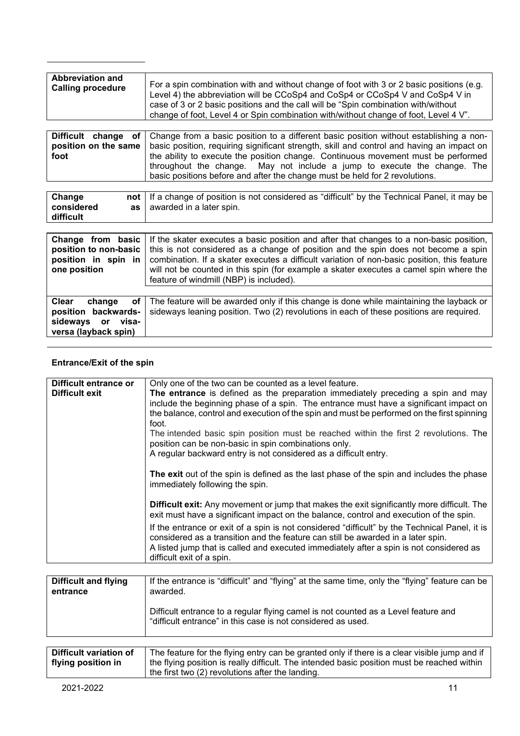| Abbreviation and Calling procedure | For a spin combination with and without change of foot with 3 or 2 basic positions (e.g. Level 4) the abbreviation will be CCoSp4 and CoSp4 or CCoSp4 V and CoSp4 V in case of 3 or 2 basic positions and the call will be "Spin combination with/without change of foot, Level 4 or Spin combination with/without change of foot, Level 4 V". |
|---|---|

| Difficult change of position on the same foot | Change from a basic position to a different basic position without establishing a non-basic position, requiring significant strength, skill and control and having an impact on the ability to execute the position change. Continuous movement must be performed throughout the change. May not include a jump to execute the change. The basic positions before and after the change must be held for 2 revolutions. |
|---|---|

| Change not considered as difficult | If a change of position is not considered as "difficult" by the Technical Panel, it may be awarded in a later spin. |
|---|---|

| Change from basic position to non-basic position in spin in one position | If the skater executes a basic position and after that changes to a non-basic position, this is not considered as a change of position and the spin does not become a spin combination. If a skater executes a difficult variation of non-basic position, this feature will not be counted in this spin (for example a skater executes a camel spin where the feature of windmill (NBP) is included). |
|---|---|
| Clear change of position backwards-sideways or visa-versa (layback spin) | The feature will be awarded only if this change is done while maintaining the layback or sideways leaning position. Two (2) revolutions in each of these positions are required. |

**Entrance/Exit of the spin**

| Difficult entrance or Difficult exit | Only one of the two can be counted as a level feature.<br>**The entrance** is defined as the preparation immediately preceding a spin and may include the beginning phase of a spin. The entrance must have a significant impact on the balance, control and execution of the spin and must be performed on the first spinning foot.<br>The intended basic spin position must be reached within the first 2 revolutions. The position can be non-basic in spin combinations only.<br>A regular backward entry is not considered as a difficult entry.<br><br>**The exit** out of the spin is defined as the last phase of the spin and includes the phase immediately following the spin.<br><br>**Difficult exit:** Any movement or jump that makes the exit significantly more difficult. The exit must have a significant impact on the balance, control and execution of the spin.<br>If the entrance or exit of a spin is not considered "difficult" by the Technical Panel, it is considered as a transition and the feature can still be awarded in a later spin.<br>A listed jump that is called and executed immediately after a spin is not considered as difficult exit of a spin. |
|---|---|

| Difficult and flying entrance | If the entrance is "difficult" and "flying" at the same time, only the "flying" feature can be awarded.<br><br>Difficult entrance to a regular flying camel is not counted as a Level feature and "difficult entrance" in this case is not considered as used. |
|---|---|

| Difficult variation of flying position in | The feature for the flying entry can be granted only if there is a clear visible jump and if the flying position is really difficult. The intended basic position must be reached within the first two (2) revolutions after the landing. |
|---|---|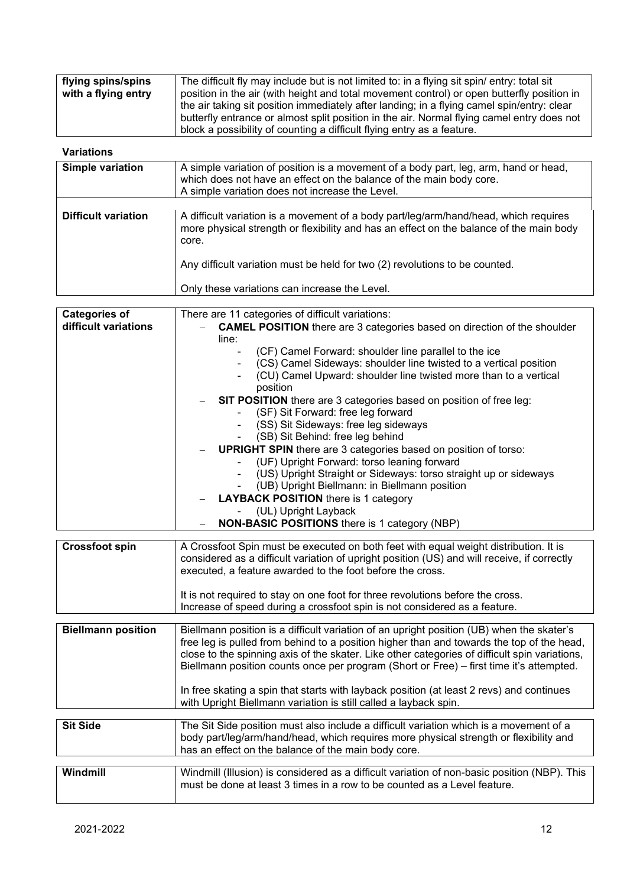| | |
|---|---|
| **flying spins/spins with a flying entry** | The difficult fly may include but is not limited to: in a flying sit spin/ entry: total sit position in the air (with height and total movement control) or open butterfly position in the air taking sit position immediately after landing; in a flying camel spin/entry: clear butterfly entrance or almost split position in the air. Normal flying camel entry does not block a possibility of counting a difficult flying entry as a feature. |

**Variations**

| | |
|---|---|
| **Simple variation** | A simple variation of position is a movement of a body part, leg, arm, hand or head, which does not have an effect on the balance of the main body core.<br>A simple variation does not increase the Level. |
| **Difficult variation** | A difficult variation is a movement of a body part/leg/arm/hand/head, which requires more physical strength or flexibility and has an effect on the balance of the main body core.<br><br>Any difficult variation must be held for two (2) revolutions to be counted.<br><br>Only these variations can increase the Level. |

| | |
|---|---|
| **Categories of difficult variations** | There are 11 categories of difficult variations:<br>– **CAMEL POSITION** there are 3 categories based on direction of the shoulder line:<br>&nbsp;&nbsp;&nbsp;&nbsp;- (CF) Camel Forward: shoulder line parallel to the ice<br>&nbsp;&nbsp;&nbsp;&nbsp;- (CS) Camel Sideways: shoulder line twisted to a vertical position<br>&nbsp;&nbsp;&nbsp;&nbsp;- (CU) Camel Upward: shoulder line twisted more than to a vertical position<br>– **SIT POSITION** there are 3 categories based on position of free leg:<br>&nbsp;&nbsp;&nbsp;&nbsp;- (SF) Sit Forward: free leg forward<br>&nbsp;&nbsp;&nbsp;&nbsp;- (SS) Sit Sideways: free leg sideways<br>&nbsp;&nbsp;&nbsp;&nbsp;- (SB) Sit Behind: free leg behind<br>– **UPRIGHT SPIN** there are 3 categories based on position of torso:<br>&nbsp;&nbsp;&nbsp;&nbsp;- (UF) Upright Forward: torso leaning forward<br>&nbsp;&nbsp;&nbsp;&nbsp;- (US) Upright Straight or Sideways: torso straight up or sideways<br>&nbsp;&nbsp;&nbsp;&nbsp;- (UB) Upright Biellmann: in Biellmann position<br>– **LAYBACK POSITION** there is 1 category<br>&nbsp;&nbsp;&nbsp;&nbsp;- (UL) Upright Layback<br>– **NON-BASIC POSITIONS** there is 1 category (NBP) |

| | |
|---|---|
| **Crossfoot spin** | A Crossfoot Spin must be executed on both feet with equal weight distribution. It is considered as a difficult variation of upright position (US) and will receive, if correctly executed, a feature awarded to the foot before the cross.<br><br>It is not required to stay on one foot for three revolutions before the cross.<br>Increase of speed during a crossfoot spin is not considered as a feature. |

| | |
|---|---|
| **Biellmann position** | Biellmann position is a difficult variation of an upright position (UB) when the skater's free leg is pulled from behind to a position higher than and towards the top of the head, close to the spinning axis of the skater. Like other categories of difficult spin variations, Biellmann position counts once per program (Short or Free) – first time it's attempted.<br><br>In free skating a spin that starts with layback position (at least 2 revs) and continues with Upright Biellmann variation is still called a layback spin. |

| | |
|---|---|
| **Sit Side** | The Sit Side position must also include a difficult variation which is a movement of a body part/leg/arm/hand/head, which requires more physical strength or flexibility and has an effect on the balance of the main body core. |

| | |
|---|---|
| **Windmill** | Windmill (Illusion) is considered as a difficult variation of non-basic position (NBP). This must be done at least 3 times in a row to be counted as a Level feature. |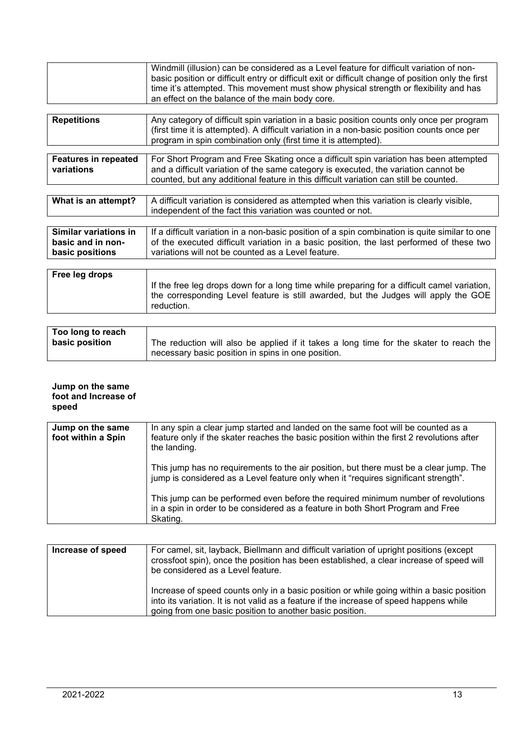| | |
|---|---|
| | Windmill (illusion) can be considered as a Level feature for difficult variation of non-basic position or difficult entry or difficult exit or difficult change of position only the first time it's attempted. This movement must show physical strength or flexibility and has an effect on the balance of the main body core. |

| | |
|---|---|
| **Repetitions** | Any category of difficult spin variation in a basic position counts only once per program (first time it is attempted). A difficult variation in a non-basic position counts once per program in spin combination only (first time it is attempted). |

| | |
|---|---|
| **Features in repeated variations** | For Short Program and Free Skating once a difficult spin variation has been attempted and a difficult variation of the same category is executed, the variation cannot be counted, but any additional feature in this difficult variation can still be counted. |

| | |
|---|---|
| **What is an attempt?** | A difficult variation is considered as attempted when this variation is clearly visible, independent of the fact this variation was counted or not. |

| | |
|---|---|
| **Similar variations in basic and non-basic positions** | If a difficult variation in a non-basic position of a spin combination is quite similar to one of the executed difficult variation in a basic position, the last performed of these two variations will not be counted as a Level feature. |

| | |
|---|---|
| **Free leg drops** | If the free leg drops down for a long time while preparing for a difficult camel variation, the corresponding Level feature is still awarded, but the Judges will apply the GOE reduction. |

| | |
|---|---|
| **Too long to reach basic position** | The reduction will also be applied if it takes a long time for the skater to reach the necessary basic position in spins in one position. |

**Jump on the same foot and Increase of speed**

| | |
|---|---|
| **Jump on the same foot within a Spin** | In any spin a clear jump started and landed on the same foot will be counted as a feature only if the skater reaches the basic position within the first 2 revolutions after the landing.<br><br>This jump has no requirements to the air position, but there must be a clear jump. The jump is considered as a Level feature only when it "requires significant strength".<br><br>This jump can be performed even before the required minimum number of revolutions in a spin in order to be considered as a feature in both Short Program and Free Skating. |

| | |
|---|---|
| **Increase of speed** | For camel, sit, layback, Biellmann and difficult variation of upright positions (except crossfoot spin), once the position has been established, a clear increase of speed will be considered as a Level feature.<br><br>Increase of speed counts only in a basic position or while going within a basic position into its variation. It is not valid as a feature if the increase of speed happens while going from one basic position to another basic position. |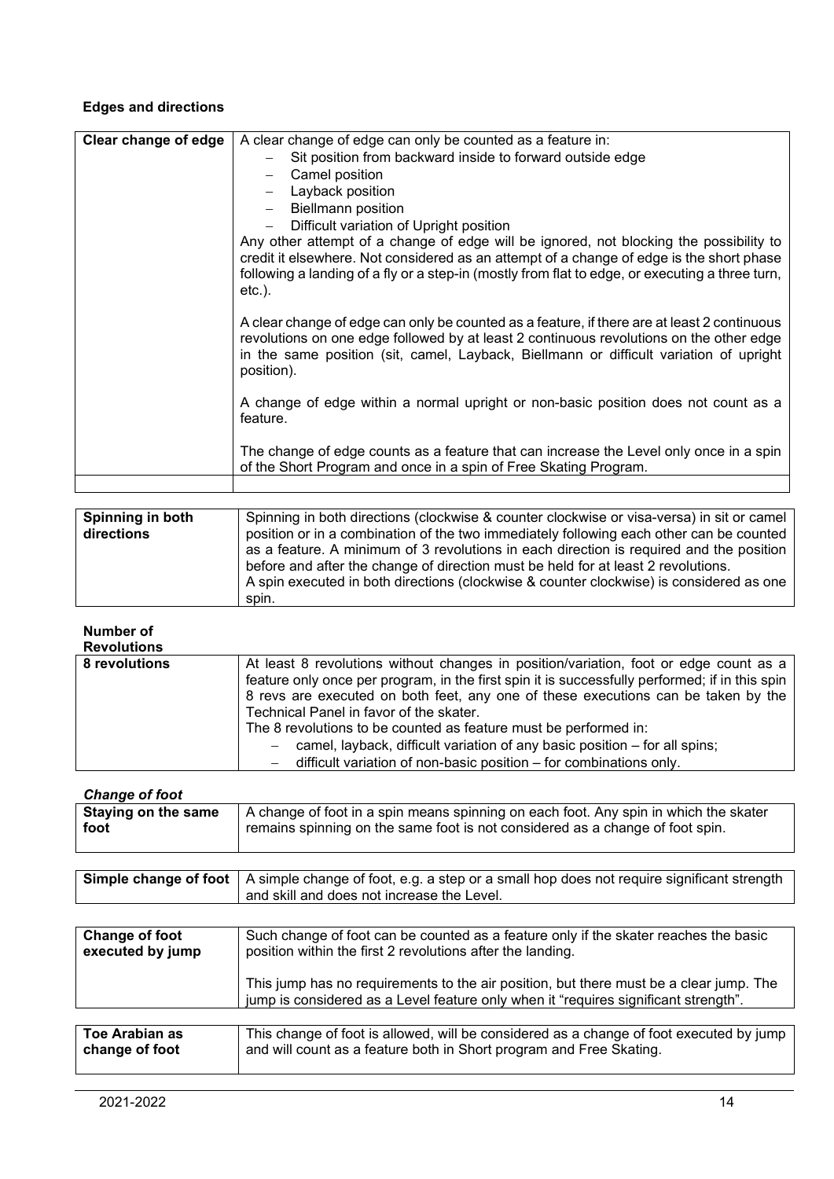### Edges and directions

| Clear change of edge | A clear change of edge can only be counted as a feature in:<br>– Sit position from backward inside to forward outside edge<br>– Camel position<br>– Layback position<br>– Biellmann position<br>– Difficult variation of Upright position<br>Any other attempt of a change of edge will be ignored, not blocking the possibility to credit it elsewhere. Not considered as an attempt of a change of edge is the short phase following a landing of a fly or a step-in (mostly from flat to edge, or executing a three turn, etc.).<br><br>A clear change of edge can only be counted as a feature, if there are at least 2 continuous revolutions on one edge followed by at least 2 continuous revolutions on the other edge in the same position (sit, camel, Layback, Biellmann or difficult variation of upright position).<br><br>A change of edge within a normal upright or non-basic position does not count as a feature.<br><br>The change of edge counts as a feature that can increase the Level only once in a spin of the Short Program and once in a spin of Free Skating Program. |
|---|---|
| | |

| Spinning in both directions | Spinning in both directions (clockwise & counter clockwise or visa-versa) in sit or camel position or in a combination of the two immediately following each other can be counted as a feature. A minimum of 3 revolutions in each direction is required and the position before and after the change of direction must be held for at least 2 revolutions.<br>A spin executed in both directions (clockwise & counter clockwise) is considered as one spin. |
|---|---|

### Number of Revolutions

| 8 revolutions | At least 8 revolutions without changes in position/variation, foot or edge count as a feature only once per program, in the first spin it is successfully performed; if in this spin 8 revs are executed on both feet, any one of these executions can be taken by the Technical Panel in favor of the skater.<br>The 8 revolutions to be counted as feature must be performed in:<br>– camel, layback, difficult variation of any basic position – for all spins;<br>– difficult variation of non-basic position – for combinations only. |
|---|---|

### *Change of foot*

| Staying on the same foot | A change of foot in a spin means spinning on each foot. Any spin in which the skater remains spinning on the same foot is not considered as a change of foot spin. |
|---|---|

| Simple change of foot | A simple change of foot, e.g. a step or a small hop does not require significant strength and skill and does not increase the Level. |
|---|---|

| Change of foot executed by jump | Such change of foot can be counted as a feature only if the skater reaches the basic position within the first 2 revolutions after the landing.<br><br>This jump has no requirements to the air position, but there must be a clear jump. The jump is considered as a Level feature only when it "requires significant strength". |
|---|---|

| Toe Arabian as change of foot | This change of foot is allowed, will be considered as a change of foot executed by jump and will count as a feature both in Short program and Free Skating. |
|---|---|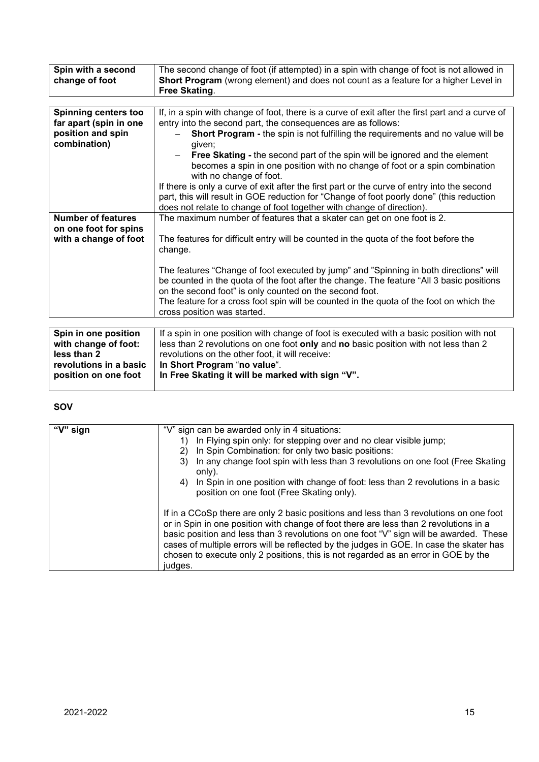| | |
|---|---|
| **Spin with a second change of foot** | The second change of foot (if attempted) in a spin with change of foot is not allowed in **Short Program** (wrong element) and does not count as a feature for a higher Level in **Free Skating**. |

| | |
|---|---|
| **Spinning centers too far apart (spin in one position and spin combination)** | If, in a spin with change of foot, there is a curve of exit after the first part and a curve of entry into the second part, the consequences are as follows:<br>– **Short Program -** the spin is not fulfilling the requirements and no value will be given;<br>– **Free Skating -** the second part of the spin will be ignored and the element becomes a spin in one position with no change of foot or a spin combination with no change of foot.<br>If there is only a curve of exit after the first part or the curve of entry into the second part, this will result in GOE reduction for "Change of foot poorly done" (this reduction does not relate to change of foot together with change of direction). |
| **Number of features on one foot for spins with a change of foot** | The maximum number of features that a skater can get on one foot is 2.<br><br>The features for difficult entry will be counted in the quota of the foot before the change.<br><br>The features "Change of foot executed by jump" and "Spinning in both directions" will be counted in the quota of the foot after the change. The feature "All 3 basic positions on the second foot" is only counted on the second foot.<br>The feature for a cross foot spin will be counted in the quota of the foot on which the cross position was started. |

| | |
|---|---|
| **Spin in one position with change of foot: less than 2 revolutions in a basic position on one foot** | If a spin in one position with change of foot is executed with a basic position with not less than 2 revolutions on one foot **only** and **no** basic position with not less than 2 revolutions on the other foot, it will receive:<br>**In Short Program** "**no value**".<br>**In Free Skating it will be marked with sign "V".** |

**SOV**

| | |
|---|---|
| **"V" sign** | "V" sign can be awarded only in 4 situations:<br>1) In Flying spin only: for stepping over and no clear visible jump;<br>2) In Spin Combination: for only two basic positions:<br>3) In any change foot spin with less than 3 revolutions on one foot (Free Skating only).<br>4) In Spin in one position with change of foot: less than 2 revolutions in a basic position on one foot (Free Skating only).<br><br>If in a CCoSp there are only 2 basic positions and less than 3 revolutions on one foot or in Spin in one position with change of foot there are less than 2 revolutions in a basic position and less than 3 revolutions on one foot "V" sign will be awarded. These cases of multiple errors will be reflected by the judges in GOE. In case the skater has chosen to execute only 2 positions, this is not regarded as an error in GOE by the judges. |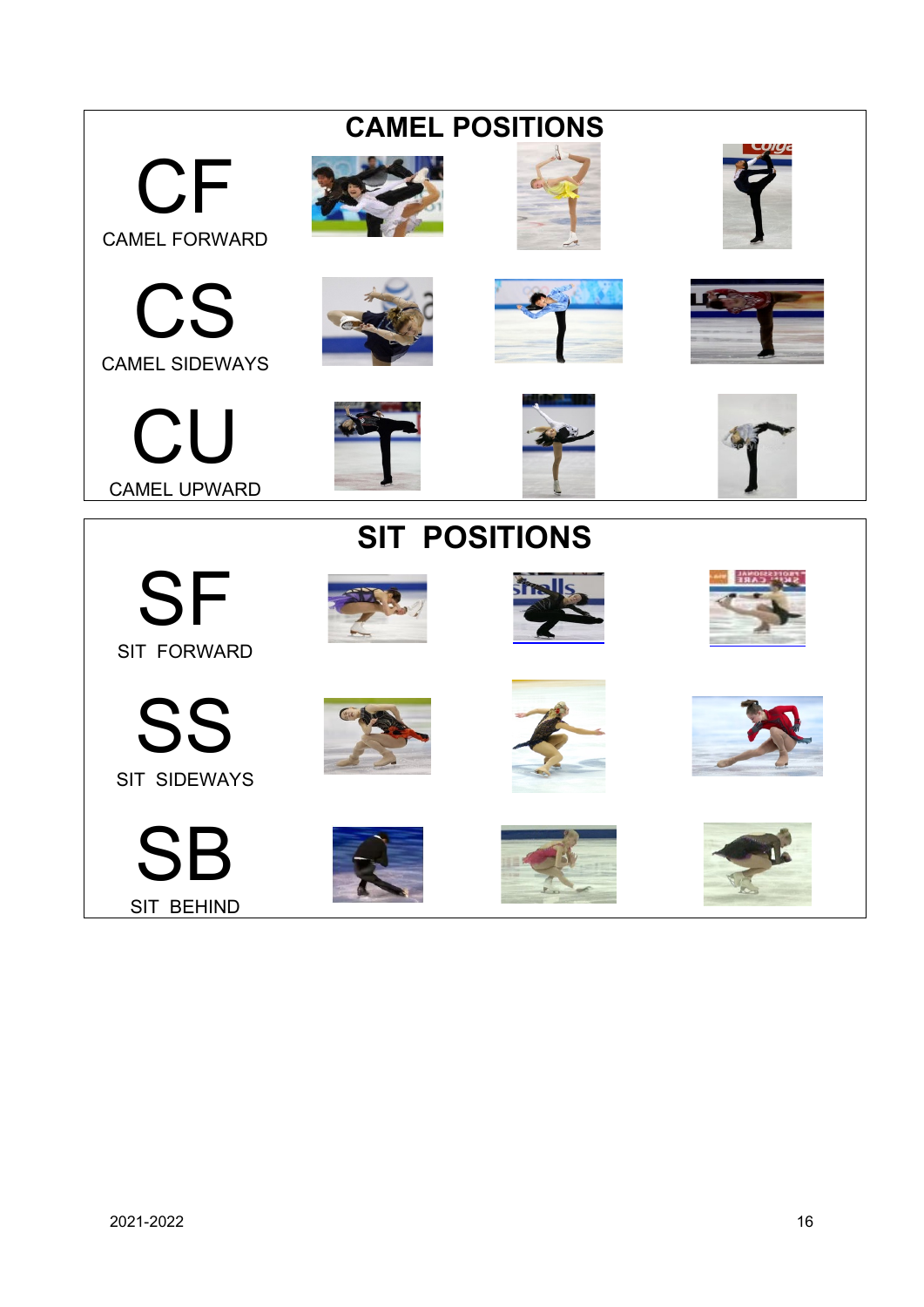## CAMEL POSITIONS

**CF**
CAMEL FORWARD

**CS**
CAMEL SIDEWAYS

**CU**
CAMEL UPWARD

## SIT POSITIONS

**SF**
SIT FORWARD

**SS**
SIT SIDEWAYS

**SB**
SIT BEHIND

2021-2022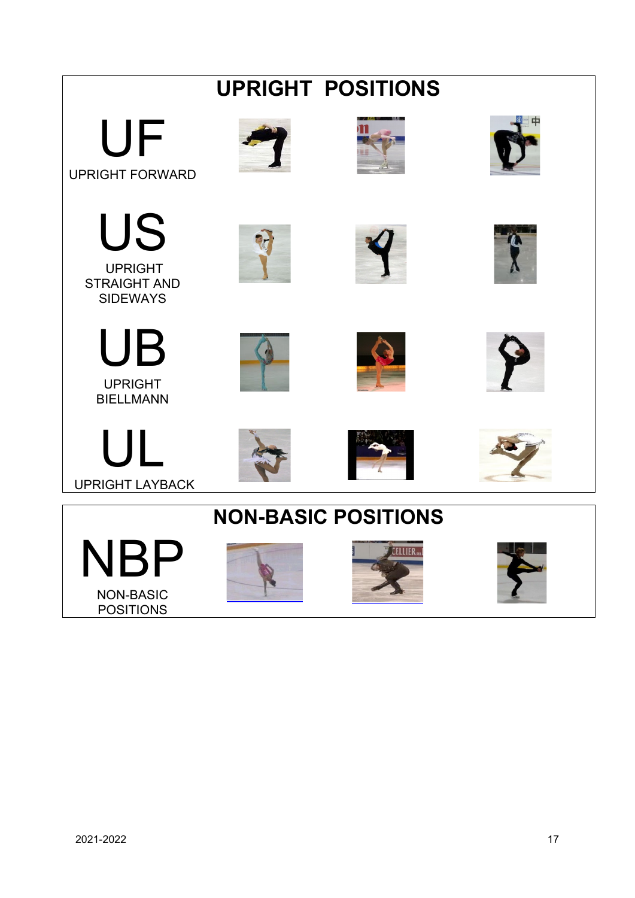## UPRIGHT POSITIONS

**UF**
UPRIGHT FORWARD

**US**
UPRIGHT STRAIGHT AND SIDEWAYS

**UB**
UPRIGHT BIELLMANN

**UL**
UPRIGHT LAYBACK

## NON-BASIC POSITIONS

**NBP**
NON-BASIC POSITIONS

2021-2022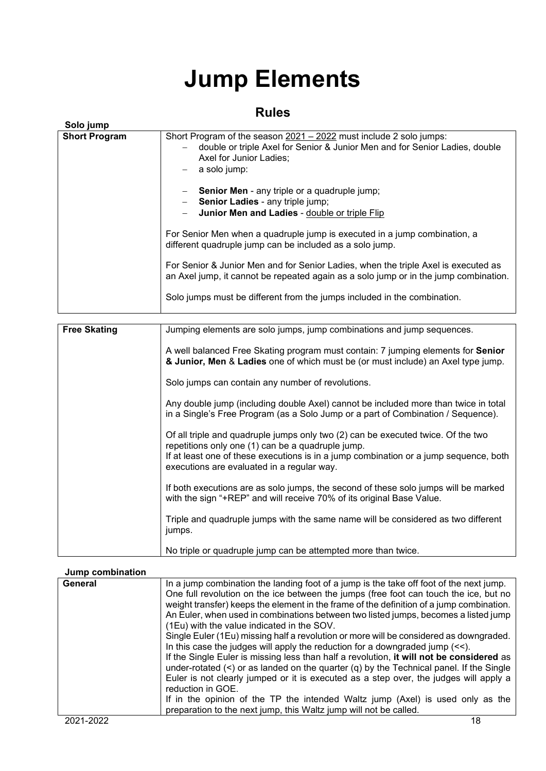# Jump Elements

## Rules

**Solo jump**

| | |
|---|---|
| **Short Program** | Short Program of the season 2021 – 2022 must include 2 solo jumps:<br>– double or triple Axel for Senior & Junior Men and for Senior Ladies, double Axel for Junior Ladies;<br>– a solo jump:<br><br>– **Senior Men** - any triple or a quadruple jump;<br>– **Senior Ladies** - any triple jump;<br>– **Junior Men and Ladies** - double or triple Flip<br><br>For Senior Men when a quadruple jump is executed in a jump combination, a different quadruple jump can be included as a solo jump.<br><br>For Senior & Junior Men and for Senior Ladies, when the triple Axel is executed as an Axel jump, it cannot be repeated again as a solo jump or in the jump combination.<br><br>Solo jumps must be different from the jumps included in the combination. |

| | |
|---|---|
| **Free Skating** | Jumping elements are solo jumps, jump combinations and jump sequences.<br><br>A well balanced Free Skating program must contain: 7 jumping elements for **Senior & Junior, Men** & **Ladies** one of which must be (or must include) an Axel type jump.<br><br>Solo jumps can contain any number of revolutions.<br><br>Any double jump (including double Axel) cannot be included more than twice in total in a Single's Free Program (as a Solo Jump or a part of Combination / Sequence).<br><br>Of all triple and quadruple jumps only two (2) can be executed twice. Of the two repetitions only one (1) can be a quadruple jump.<br>If at least one of these executions is in a jump combination or a jump sequence, both executions are evaluated in a regular way.<br><br>If both executions are as solo jumps, the second of these solo jumps will be marked with the sign "+REP" and will receive 70% of its original Base Value.<br><br>Triple and quadruple jumps with the same name will be considered as two different jumps.<br><br>No triple or quadruple jump can be attempted more than twice. |

**Jump combination**

| | |
|---|---|
| **General** | In a jump combination the landing foot of a jump is the take off foot of the next jump. One full revolution on the ice between the jumps (free foot can touch the ice, but no weight transfer) keeps the element in the frame of the definition of a jump combination. An Euler, when used in combinations between two listed jumps, becomes a listed jump (1Eu) with the value indicated in the SOV.<br>Single Euler (1Eu) missing half a revolution or more will be considered as downgraded. In this case the judges will apply the reduction for a downgraded jump (<<).<br>If the Single Euler is missing less than half a revolution, **it will not be considered** as under-rotated (<) or as landed on the quarter (q) by the Technical panel. If the Single Euler is not clearly jumped or it is executed as a step over, the judges will apply a reduction in GOE.<br>If in the opinion of the TP the intended Waltz jump (Axel) is used only as the preparation to the next jump, this Waltz jump will not be called. |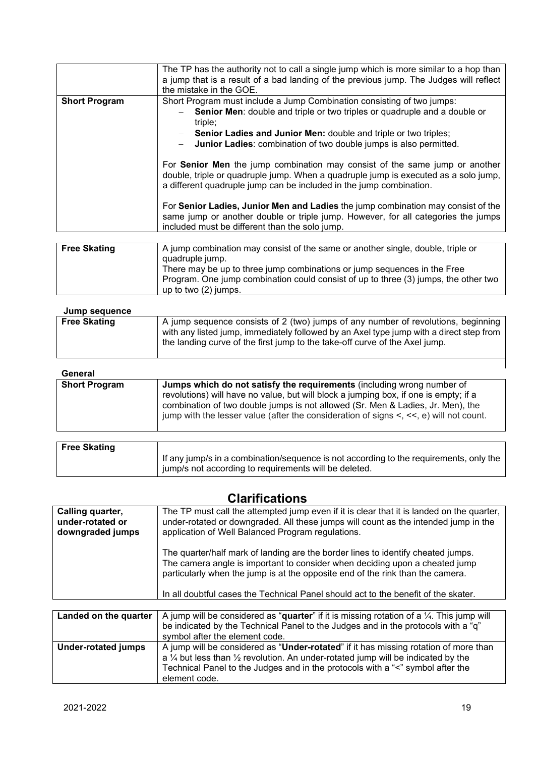| | |
|---|---|
| | The TP has the authority not to call a single jump which is more similar to a hop than a jump that is a result of a bad landing of the previous jump. The Judges will reflect the mistake in the GOE. |
| **Short Program** | Short Program must include a Jump Combination consisting of two jumps:<br>– **Senior Men**: double and triple or two triples or quadruple and a double or triple;<br>– **Senior Ladies and Junior Men:** double and triple or two triples;<br>– **Junior Ladies**: combination of two double jumps is also permitted.<br><br>For **Senior Men** the jump combination may consist of the same jump or another double, triple or quadruple jump. When a quadruple jump is executed as a solo jump, a different quadruple jump can be included in the jump combination.<br><br>For **Senior Ladies, Junior Men and Ladies** the jump combination may consist of the same jump or another double or triple jump. However, for all categories the jumps included must be different than the solo jump. |

| | |
|---|---|
| **Free Skating** | A jump combination may consist of the same or another single, double, triple or quadruple jump.<br>There may be up to three jump combinations or jump sequences in the Free Program. One jump combination could consist of up to three (3) jumps, the other two up to two (2) jumps. |

**Jump sequence**

| | |
|---|---|
| **Free Skating** | A jump sequence consists of 2 (two) jumps of any number of revolutions, beginning with any listed jump, immediately followed by an Axel type jump with a direct step from the landing curve of the first jump to the take-off curve of the Axel jump. |

**General**

| | |
|---|---|
| **Short Program** | **Jumps which do not satisfy the requirements** (including wrong number of revolutions) will have no value, but will block a jumping box, if one is empty; if a combination of two double jumps is not allowed (Sr. Men & Ladies, Jr. Men), the jump with the lesser value (after the consideration of signs <, <<, e) will not count. |

| | |
|---|---|
| **Free Skating** | If any jump/s in a combination/sequence is not according to the requirements, only the jump/s not according to requirements will be deleted. |

## Clarifications

| | |
|---|---|
| **Calling quarter, under-rotated or downgraded jumps** | The TP must call the attempted jump even if it is clear that it is landed on the quarter, under-rotated or downgraded. All these jumps will count as the intended jump in the application of Well Balanced Program regulations.<br><br>The quarter/half mark of landing are the border lines to identify cheated jumps. The camera angle is important to consider when deciding upon a cheated jump particularly when the jump is at the opposite end of the rink than the camera.<br><br>In all doubtful cases the Technical Panel should act to the benefit of the skater. |

| | |
|---|---|
| **Landed on the quarter** | A jump will be considered as "**quarter**" if it is missing rotation of a ¼. This jump will be indicated by the Technical Panel to the Judges and in the protocols with a "q" symbol after the element code. |
| **Under-rotated jumps** | A jump will be considered as "**Under-rotated**" if it has missing rotation of more than a ¼ but less than ½ revolution. An under-rotated jump will be indicated by the Technical Panel to the Judges and in the protocols with a "<" symbol after the element code. |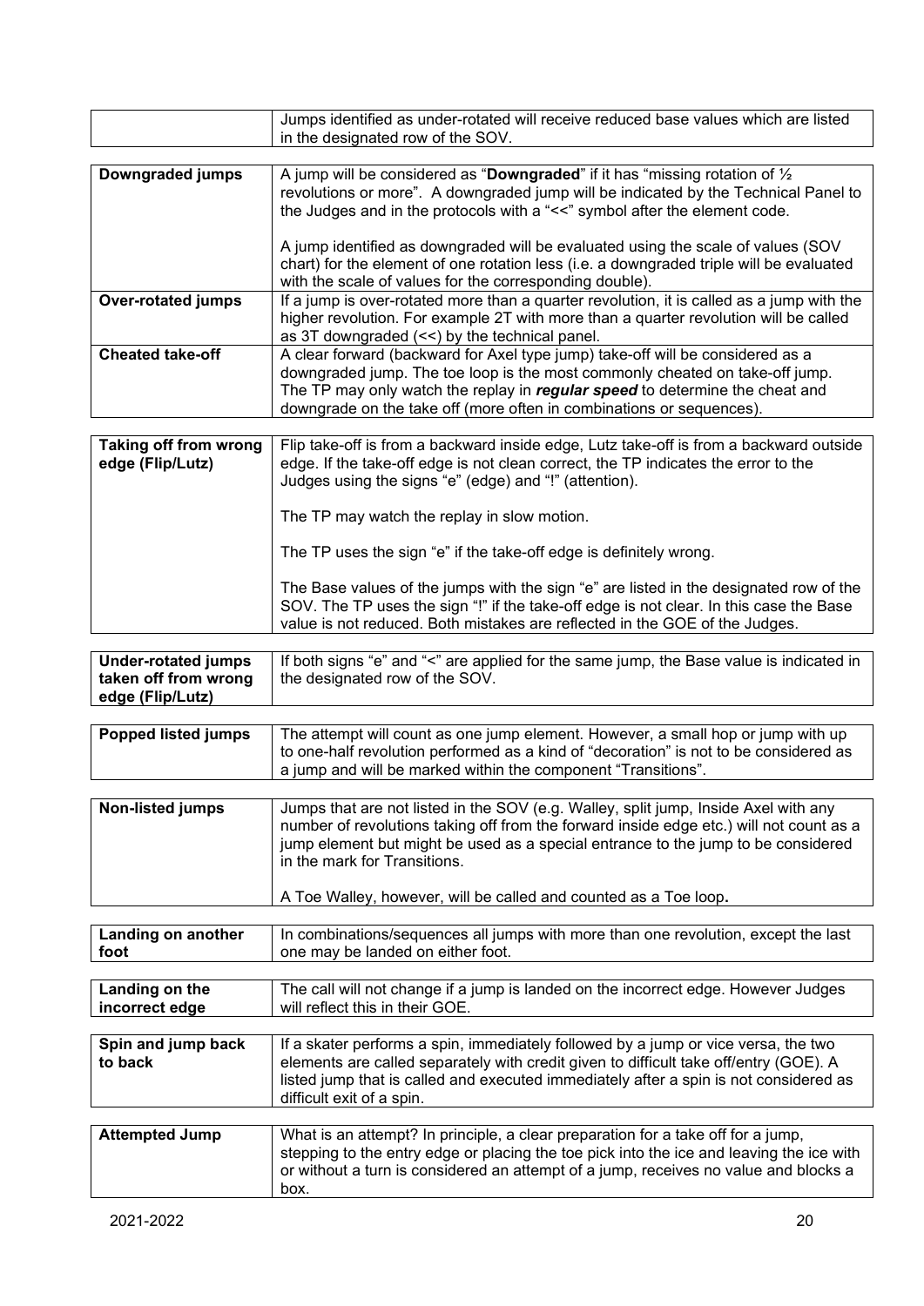| | |
|---|---|
| | Jumps identified as under-rotated will receive reduced base values which are listed in the designated row of the SOV. |

| | |
|---|---|
| **Downgraded jumps** | A jump will be considered as "**Downgraded**" if it has "missing rotation of ½ revolutions or more". A downgraded jump will be indicated by the Technical Panel to the Judges and in the protocols with a "<<" symbol after the element code.<br><br>A jump identified as downgraded will be evaluated using the scale of values (SOV chart) for the element of one rotation less (i.e. a downgraded triple will be evaluated with the scale of values for the corresponding double). |
| **Over-rotated jumps** | If a jump is over-rotated more than a quarter revolution, it is called as a jump with the higher revolution. For example 2T with more than a quarter revolution will be called as 3T downgraded (<<) by the technical panel. |
| **Cheated take-off** | A clear forward (backward for Axel type jump) take-off will be considered as a downgraded jump. The toe loop is the most commonly cheated on take-off jump. The TP may only watch the replay in ***regular speed*** to determine the cheat and downgrade on the take off (more often in combinations or sequences). |

| | |
|---|---|
| **Taking off from wrong edge (Flip/Lutz)** | Flip take-off is from a backward inside edge, Lutz take-off is from a backward outside edge. If the take-off edge is not clean correct, the TP indicates the error to the Judges using the signs "e" (edge) and "!" (attention).<br><br>The TP may watch the replay in slow motion.<br><br>The TP uses the sign "e" if the take-off edge is definitely wrong.<br><br>The Base values of the jumps with the sign "e" are listed in the designated row of the SOV. The TP uses the sign "!" if the take-off edge is not clear. In this case the Base value is not reduced. Both mistakes are reflected in the GOE of the Judges. |

| | |
|---|---|
| **Under-rotated jumps taken off from wrong edge (Flip/Lutz)** | If both signs "e" and "<" are applied for the same jump, the Base value is indicated in the designated row of the SOV. |

| | |
|---|---|
| **Popped listed jumps** | The attempt will count as one jump element. However, a small hop or jump with up to one-half revolution performed as a kind of "decoration" is not to be considered as a jump and will be marked within the component "Transitions". |

| | |
|---|---|
| **Non-listed jumps** | Jumps that are not listed in the SOV (e.g. Walley, split jump, Inside Axel with any number of revolutions taking off from the forward inside edge etc.) will not count as a jump element but might be used as a special entrance to the jump to be considered in the mark for Transitions.<br><br>A Toe Walley, however, will be called and counted as a Toe loop**.** |

| | |
|---|---|
| **Landing on another foot** | In combinations/sequences all jumps with more than one revolution, except the last one may be landed on either foot. |

| | |
|---|---|
| **Landing on the incorrect edge** | The call will not change if a jump is landed on the incorrect edge. However Judges will reflect this in their GOE. |

| | |
|---|---|
| **Spin and jump back to back** | If a skater performs a spin, immediately followed by a jump or vice versa, the two elements are called separately with credit given to difficult take off/entry (GOE). A listed jump that is called and executed immediately after a spin is not considered as difficult exit of a spin. |

| | |
|---|---|
| **Attempted Jump** | What is an attempt? In principle, a clear preparation for a take off for a jump, stepping to the entry edge or placing the toe pick into the ice and leaving the ice with or without a turn is considered an attempt of a jump, receives no value and blocks a box. |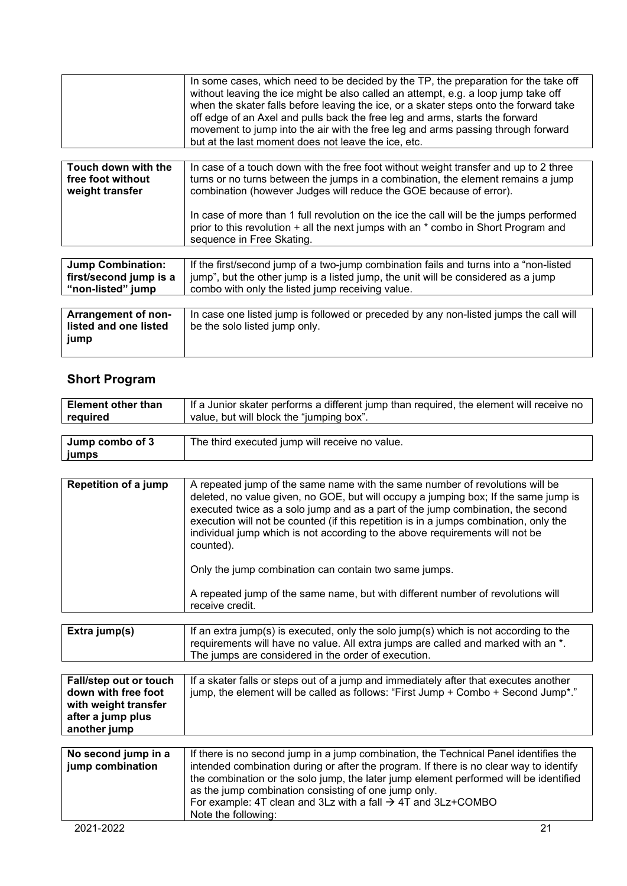| | |
|---|---|
| | In some cases, which need to be decided by the TP, the preparation for the take off without leaving the ice might be also called an attempt, e.g. a loop jump take off when the skater falls before leaving the ice, or a skater steps onto the forward take off edge of an Axel and pulls back the free leg and arms, starts the forward movement to jump into the air with the free leg and arms passing through forward but at the last moment does not leave the ice, etc. |

| | |
|---|---|
| **Touch down with the free foot without weight transfer** | In case of a touch down with the free foot without weight transfer and up to 2 three turns or no turns between the jumps in a combination, the element remains a jump combination (however Judges will reduce the GOE because of error).<br><br>In case of more than 1 full revolution on the ice the call will be the jumps performed prior to this revolution + all the next jumps with an * combo in Short Program and sequence in Free Skating. |

| | |
|---|---|
| **Jump Combination: first/second jump is a "non-listed" jump** | If the first/second jump of a two-jump combination fails and turns into a "non-listed jump", but the other jump is a listed jump, the unit will be considered as a jump combo with only the listed jump receiving value. |

| | |
|---|---|
| **Arrangement of non-listed and one listed jump** | In case one listed jump is followed or preceded by any non-listed jumps the call will be the solo listed jump only. |

## Short Program

| | |
|---|---|
| **Element other than required** | If a Junior skater performs a different jump than required, the element will receive no value, but will block the "jumping box". |

| | |
|---|---|
| **Jump combo of 3 jumps** | The third executed jump will receive no value. |

| | |
|---|---|
| **Repetition of a jump** | A repeated jump of the same name with the same number of revolutions will be deleted, no value given, no GOE, but will occupy a jumping box; If the same jump is executed twice as a solo jump and as a part of the jump combination, the second execution will not be counted (if this repetition is in a jumps combination, only the individual jump which is not according to the above requirements will not be counted).<br><br>Only the jump combination can contain two same jumps.<br><br>A repeated jump of the same name, but with different number of revolutions will receive credit. |

| | |
|---|---|
| **Extra jump(s)** | If an extra jump(s) is executed, only the solo jump(s) which is not according to the requirements will have no value. All extra jumps are called and marked with an *. The jumps are considered in the order of execution. |

| | |
|---|---|
| **Fall/step out or touch down with free foot with weight transfer after a jump plus another jump** | If a skater falls or steps out of a jump and immediately after that executes another jump, the element will be called as follows: "First Jump + Combo + Second Jump*." |

| | |
|---|---|
| **No second jump in a jump combination** | If there is no second jump in a jump combination, the Technical Panel identifies the intended combination during or after the program. If there is no clear way to identify the combination or the solo jump, the later jump element performed will be identified as the jump combination consisting of one jump only.<br>For example: 4T clean and 3Lz with a fall → 4T and 3Lz+COMBO<br>Note the following: |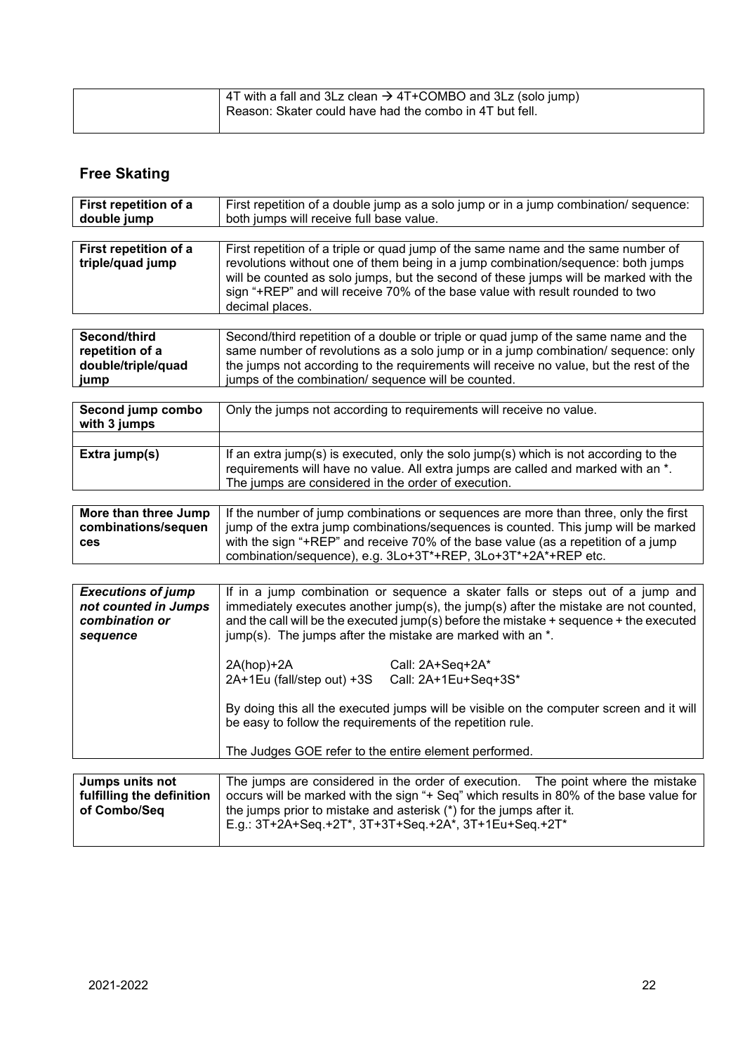| | |
|---|---|
| | 4T with a fall and 3Lz clean → 4T+COMBO and 3Lz (solo jump)<br>Reason: Skater could have had the combo in 4T but fell. |

## Free Skating

| | |
|---|---|
| **First repetition of a double jump** | First repetition of a double jump as a solo jump or in a jump combination/ sequence: both jumps will receive full base value. |

| | |
|---|---|
| **First repetition of a triple/quad jump** | First repetition of a triple or quad jump of the same name and the same number of revolutions without one of them being in a jump combination/sequence: both jumps will be counted as solo jumps, but the second of these jumps will be marked with the sign "+REP" and will receive 70% of the base value with result rounded to two decimal places. |

| | |
|---|---|
| **Second/third repetition of a double/triple/quad jump** | Second/third repetition of a double or triple or quad jump of the same name and the same number of revolutions as a solo jump or in a jump combination/ sequence: only the jumps not according to the requirements will receive no value, but the rest of the jumps of the combination/ sequence will be counted. |

| | |
|---|---|
| **Second jump combo with 3 jumps** | Only the jumps not according to requirements will receive no value. |
| | |
| **Extra jump(s)** | If an extra jump(s) is executed, only the solo jump(s) which is not according to the requirements will have no value. All extra jumps are called and marked with an *. The jumps are considered in the order of execution. |

| | |
|---|---|
| **More than three Jump combinations/sequences** | If the number of jump combinations or sequences are more than three, only the first jump of the extra jump combinations/sequences is counted. This jump will be marked with the sign "+REP" and receive 70% of the base value (as a repetition of a jump combination/sequence), e.g. 3Lo+3T*+REP, 3Lo+3T*+2A*+REP etc. |

| | |
|---|---|
| ***Executions of jump not counted in Jumps combination or sequence*** | If in a jump combination or sequence a skater falls or steps out of a jump and immediately executes another jump(s), the jump(s) after the mistake are not counted, and the call will be the executed jump(s) before the mistake + sequence + the executed jump(s). The jumps after the mistake are marked with an *.<br><br>2A(hop)+2A — Call: 2A+Seq+2A*<br>2A+1Eu (fall/step out) +3S — Call: 2A+1Eu+Seq+3S*<br><br>By doing this all the executed jumps will be visible on the computer screen and it will be easy to follow the requirements of the repetition rule.<br><br>The Judges GOE refer to the entire element performed. |

| | |
|---|---|
| **Jumps units not fulfilling the definition of Combo/Seq** | The jumps are considered in the order of execution. The point where the mistake occurs will be marked with the sign "+ Seq" which results in 80% of the base value for the jumps prior to mistake and asterisk (*) for the jumps after it.<br>E.g.: 3T+2A+Seq.+2T*, 3T+3T+Seq.+2A*, 3T+1Eu+Seq.+2T* |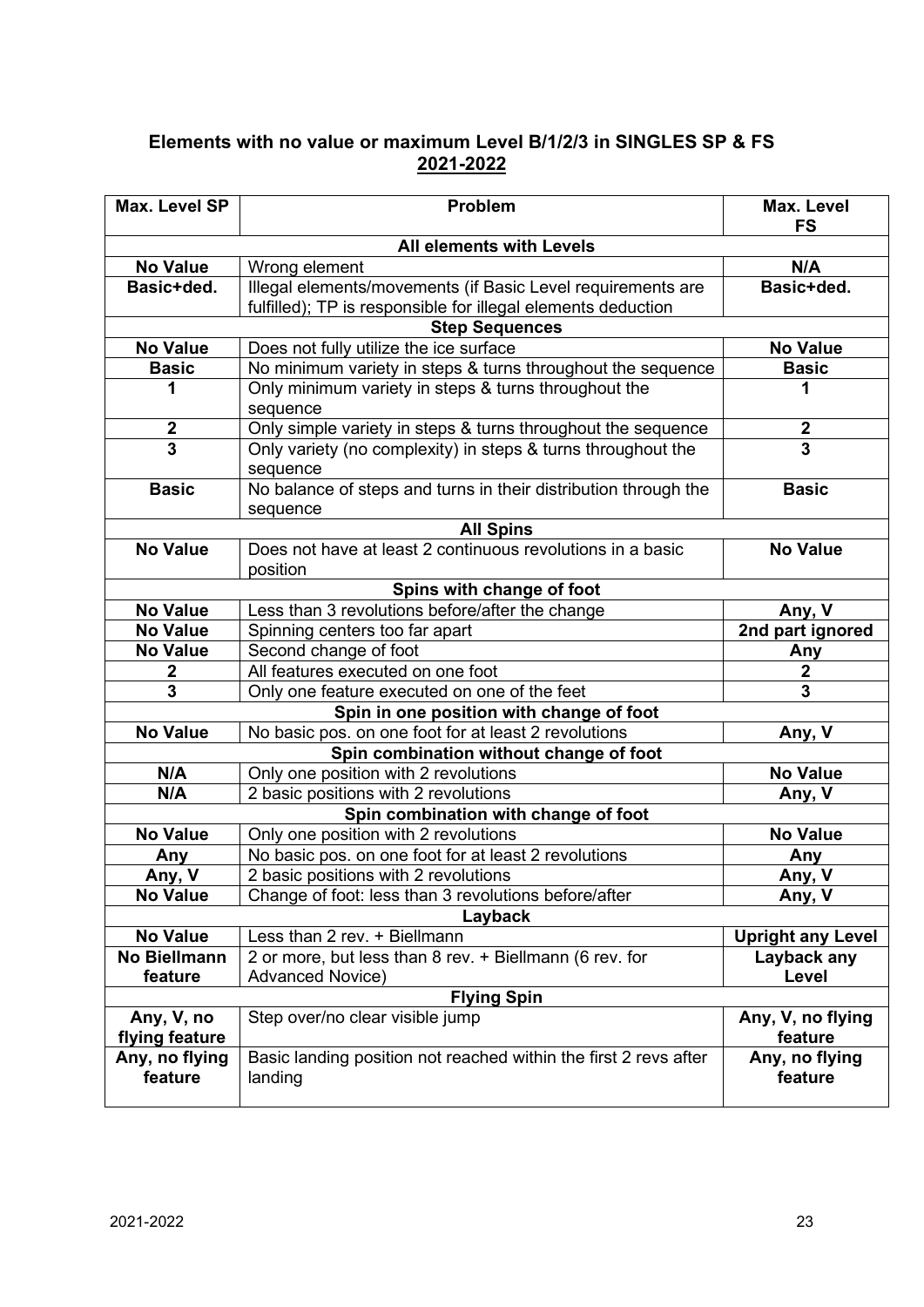## Elements with no value or maximum Level B/1/2/3 in SINGLES SP & FS
## 2021-2022

| Max. Level SP | Problem | Max. Level FS |
|---|---|---|
| | **All elements with Levels** | |
| **No Value** | Wrong element | **N/A** |
| **Basic+ded.** | Illegal elements/movements (if Basic Level requirements are fulfilled); TP is responsible for illegal elements deduction | **Basic+ded.** |
| | **Step Sequences** | |
| **No Value** | Does not fully utilize the ice surface | **No Value** |
| **Basic** | No minimum variety in steps & turns throughout the sequence | **Basic** |
| **1** | Only minimum variety in steps & turns throughout the sequence | **1** |
| **2** | Only simple variety in steps & turns throughout the sequence | **2** |
| **3** | Only variety (no complexity) in steps & turns throughout the sequence | **3** |
| **Basic** | No balance of steps and turns in their distribution through the sequence | **Basic** |
| | **All Spins** | |
| **No Value** | Does not have at least 2 continuous revolutions in a basic position | **No Value** |
| | **Spins with change of foot** | |
| **No Value** | Less than 3 revolutions before/after the change | **Any, V** |
| **No Value** | Spinning centers too far apart | **2nd part ignored** |
| **No Value** | Second change of foot | **Any** |
| **2** | All features executed on one foot | **2** |
| **3** | Only one feature executed on one of the feet | **3** |
| | **Spin in one position with change of foot** | |
| **No Value** | No basic pos. on one foot for at least 2 revolutions | **Any, V** |
| | **Spin combination without change of foot** | |
| **N/A** | Only one position with 2 revolutions | **No Value** |
| **N/A** | 2 basic positions with 2 revolutions | **Any, V** |
| | **Spin combination with change of foot** | |
| **No Value** | Only one position with 2 revolutions | **No Value** |
| **Any** | No basic pos. on one foot for at least 2 revolutions | **Any** |
| **Any, V** | 2 basic positions with 2 revolutions | **Any, V** |
| **No Value** | Change of foot: less than 3 revolutions before/after | **Any, V** |
| | **Layback** | |
| **No Value** | Less than 2 rev. + Biellmann | **Upright any Level** |
| **No Biellmann feature** | 2 or more, but less than 8 rev. + Biellmann (6 rev. for Advanced Novice) | **Layback any Level** |
| | **Flying Spin** | |
| **Any, V, no flying feature** | Step over/no clear visible jump | **Any, V, no flying feature** |
| **Any, no flying feature** | Basic landing position not reached within the first 2 revs after landing | **Any, no flying feature** |